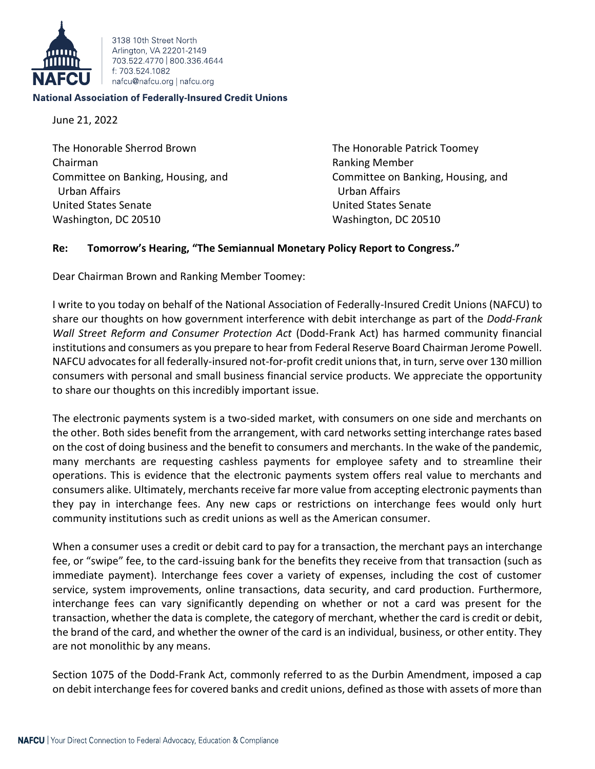3138 10th Street North
Arlington, VA 22201-2149
703.522.4770 | 800.336.4644
f: 703.524.1082
nafcu@nafcu.org | nafcu.org

**National Association of Federally-Insured Credit Unions**

June 21, 2022

The Honorable Sherrod Brown
Chairman
Committee on Banking, Housing, and Urban Affairs
United States Senate
Washington, DC 20510

The Honorable Patrick Toomey
Ranking Member
Committee on Banking, Housing, and Urban Affairs
United States Senate
Washington, DC 20510

**Re: Tomorrow's Hearing, "The Semiannual Monetary Policy Report to Congress."**

Dear Chairman Brown and Ranking Member Toomey:

I write to you today on behalf of the National Association of Federally-Insured Credit Unions (NAFCU) to share our thoughts on how government interference with debit interchange as part of the *Dodd-Frank Wall Street Reform and Consumer Protection Act* (Dodd-Frank Act) has harmed community financial institutions and consumers as you prepare to hear from Federal Reserve Board Chairman Jerome Powell. NAFCU advocates for all federally-insured not-for-profit credit unions that, in turn, serve over 130 million consumers with personal and small business financial service products. We appreciate the opportunity to share our thoughts on this incredibly important issue.

The electronic payments system is a two-sided market, with consumers on one side and merchants on the other. Both sides benefit from the arrangement, with card networks setting interchange rates based on the cost of doing business and the benefit to consumers and merchants. In the wake of the pandemic, many merchants are requesting cashless payments for employee safety and to streamline their operations. This is evidence that the electronic payments system offers real value to merchants and consumers alike. Ultimately, merchants receive far more value from accepting electronic payments than they pay in interchange fees. Any new caps or restrictions on interchange fees would only hurt community institutions such as credit unions as well as the American consumer.

When a consumer uses a credit or debit card to pay for a transaction, the merchant pays an interchange fee, or "swipe" fee, to the card-issuing bank for the benefits they receive from that transaction (such as immediate payment). Interchange fees cover a variety of expenses, including the cost of customer service, system improvements, online transactions, data security, and card production. Furthermore, interchange fees can vary significantly depending on whether or not a card was present for the transaction, whether the data is complete, the category of merchant, whether the card is credit or debit, the brand of the card, and whether the owner of the card is an individual, business, or other entity. They are not monolithic by any means.

Section 1075 of the Dodd-Frank Act, commonly referred to as the Durbin Amendment, imposed a cap on debit interchange fees for covered banks and credit unions, defined as those with assets of more than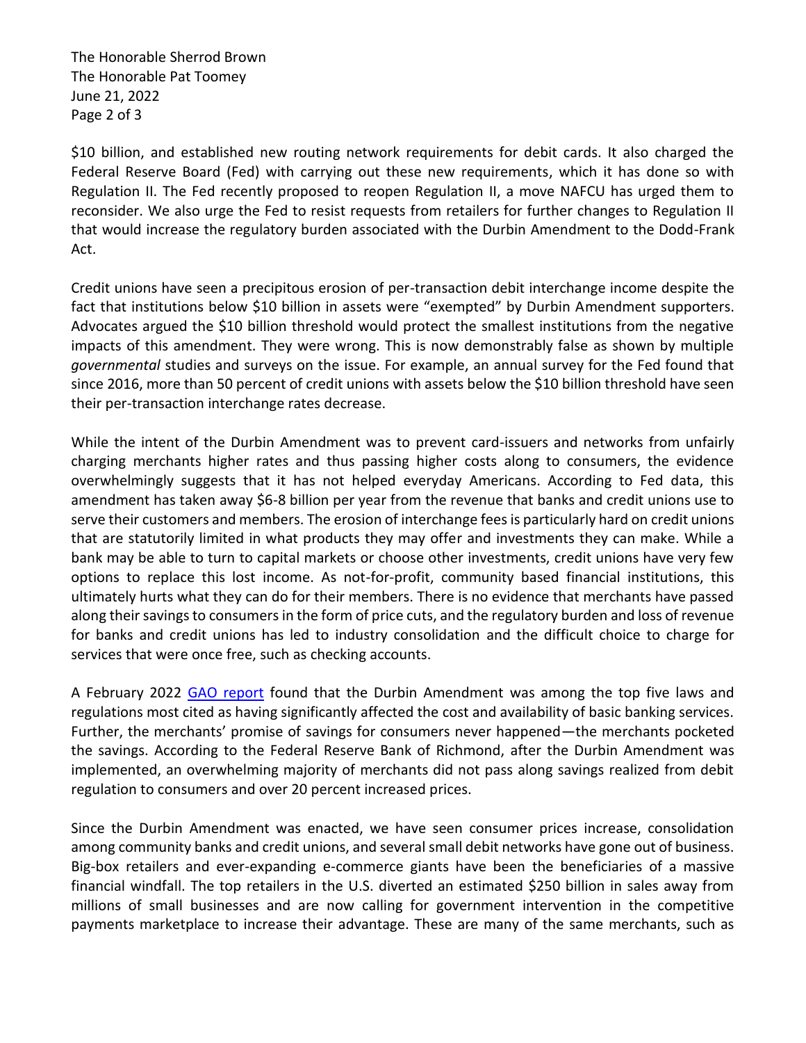$10 billion, and established new routing network requirements for debit cards. It also charged the Federal Reserve Board (Fed) with carrying out these new requirements, which it has done so with Regulation II. The Fed recently proposed to reopen Regulation II, a move NAFCU has urged them to reconsider. We also urge the Fed to resist requests from retailers for further changes to Regulation II that would increase the regulatory burden associated with the Durbin Amendment to the Dodd-Frank Act.

Credit unions have seen a precipitous erosion of per-transaction debit interchange income despite the fact that institutions below $10 billion in assets were "exempted" by Durbin Amendment supporters. Advocates argued the $10 billion threshold would protect the smallest institutions from the negative impacts of this amendment. They were wrong. This is now demonstrably false as shown by multiple *governmental* studies and surveys on the issue. For example, an annual survey for the Fed found that since 2016, more than 50 percent of credit unions with assets below the $10 billion threshold have seen their per-transaction interchange rates decrease.

While the intent of the Durbin Amendment was to prevent card-issuers and networks from unfairly charging merchants higher rates and thus passing higher costs along to consumers, the evidence overwhelmingly suggests that it has not helped everyday Americans. According to Fed data, this amendment has taken away $6-8 billion per year from the revenue that banks and credit unions use to serve their customers and members. The erosion of interchange fees is particularly hard on credit unions that are statutorily limited in what products they may offer and investments they can make. While a bank may be able to turn to capital markets or choose other investments, credit unions have very few options to replace this lost income. As not-for-profit, community based financial institutions, this ultimately hurts what they can do for their members. There is no evidence that merchants have passed along their savings to consumers in the form of price cuts, and the regulatory burden and loss of revenue for banks and credit unions has led to industry consolidation and the difficult choice to charge for services that were once free, such as checking accounts.

A February 2022 GAO report found that the Durbin Amendment was among the top five laws and regulations most cited as having significantly affected the cost and availability of basic banking services. Further, the merchants' promise of savings for consumers never happened—the merchants pocketed the savings. According to the Federal Reserve Bank of Richmond, after the Durbin Amendment was implemented, an overwhelming majority of merchants did not pass along savings realized from debit regulation to consumers and over 20 percent increased prices.

Since the Durbin Amendment was enacted, we have seen consumer prices increase, consolidation among community banks and credit unions, and several small debit networks have gone out of business. Big-box retailers and ever-expanding e-commerce giants have been the beneficiaries of a massive financial windfall. The top retailers in the U.S. diverted an estimated $250 billion in sales away from millions of small businesses and are now calling for government intervention in the competitive payments marketplace to increase their advantage. These are many of the same merchants, such as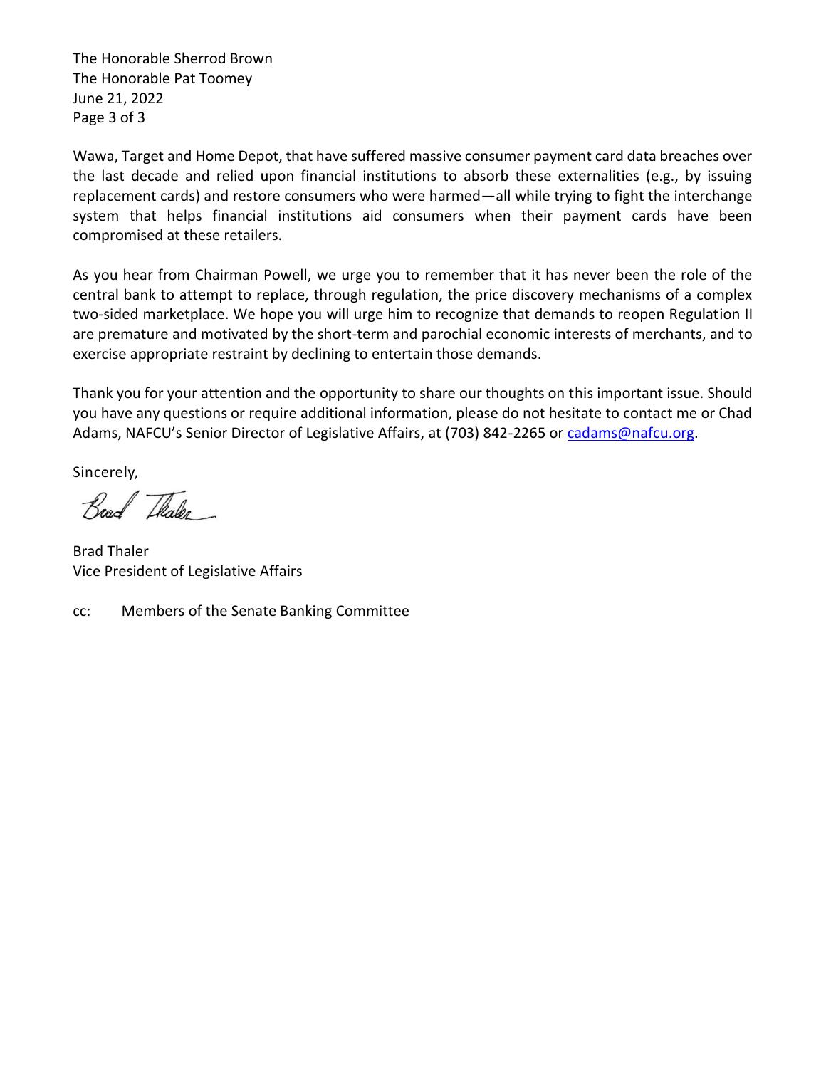Wawa, Target and Home Depot, that have suffered massive consumer payment card data breaches over the last decade and relied upon financial institutions to absorb these externalities (e.g., by issuing replacement cards) and restore consumers who were harmed—all while trying to fight the interchange system that helps financial institutions aid consumers when their payment cards have been compromised at these retailers.

As you hear from Chairman Powell, we urge you to remember that it has never been the role of the central bank to attempt to replace, through regulation, the price discovery mechanisms of a complex two-sided marketplace. We hope you will urge him to recognize that demands to reopen Regulation II are premature and motivated by the short-term and parochial economic interests of merchants, and to exercise appropriate restraint by declining to entertain those demands.

Thank you for your attention and the opportunity to share our thoughts on this important issue. Should you have any questions or require additional information, please do not hesitate to contact me or Chad Adams, NAFCU's Senior Director of Legislative Affairs, at (703) 842-2265 or cadams@nafcu.org.

Sincerely,

Brad Thaler

Brad Thaler
Vice President of Legislative Affairs

cc: Members of the Senate Banking Committee